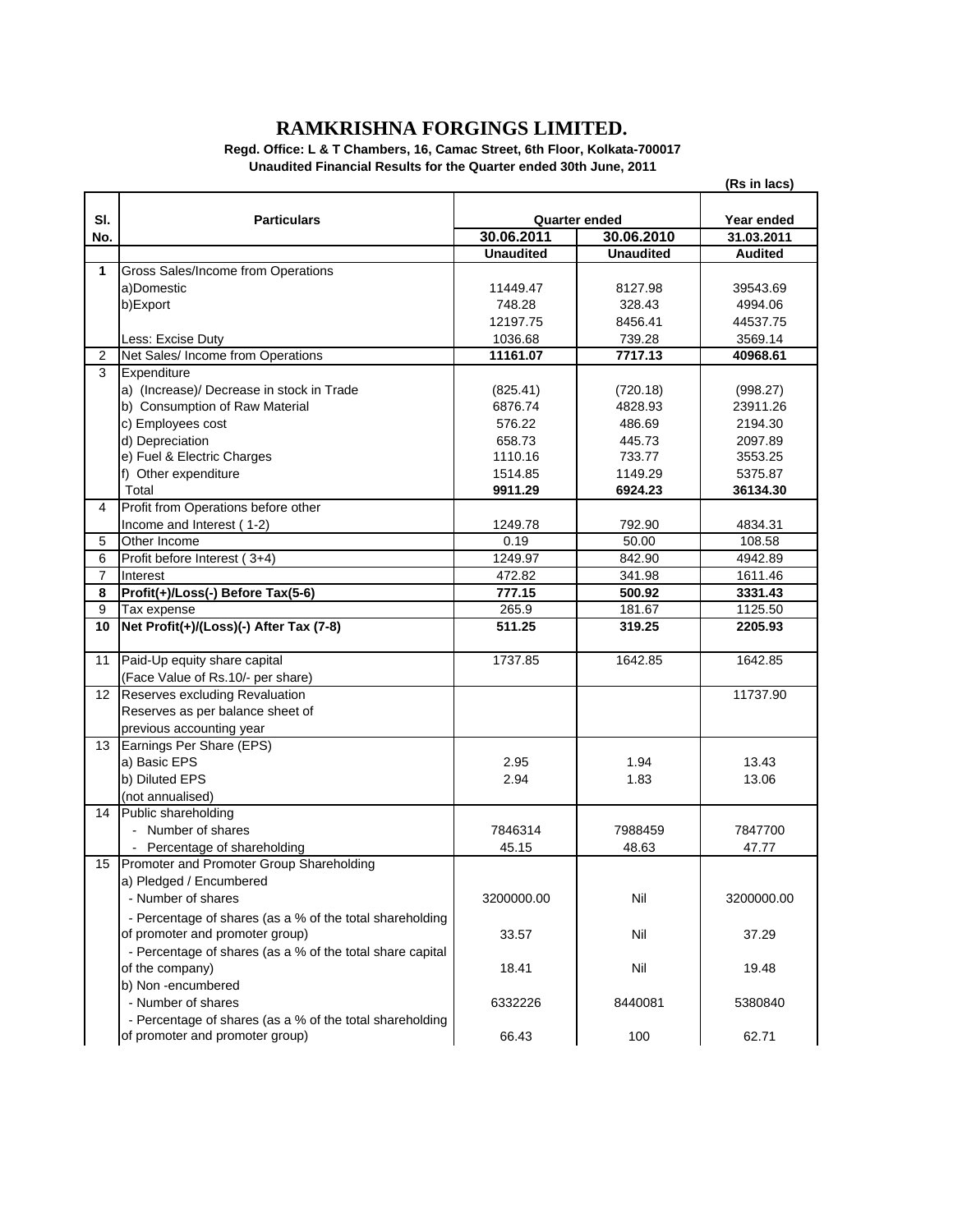# RAMKRISHNA FORGINGS LIMITED.

**Regd. Office: L & T Chambers, 16, Camac Street, 6th Floor, Kolkata-700017**

**Unaudited Financial Results for the Quarter ended 30th June, 2011**

**(Rs in lacs)**

| Sl. No. | Particulars | Quarter ended | | Year ended |
|---|---|---|---|---|
| | | **30.06.2011** | **30.06.2010** | **31.03.2011** |
| | | **Unaudited** | **Unaudited** | **Audited** |
| **1** | Gross Sales/Income from Operations | | | |
| | a)Domestic | 11449.47 | 8127.98 | 39543.69 |
| | b)Export | 748.28 | 328.43 | 4994.06 |
| | | 12197.75 | 8456.41 | 44537.75 |
| | Less: Excise Duty | 1036.68 | 739.28 | 3569.14 |
| 2 | Net Sales/ Income from Operations | **11161.07** | **7717.13** | **40968.61** |
| 3 | Expenditure | | | |
| | a) (Increase)/ Decrease in stock in Trade | (825.41) | (720.18) | (998.27) |
| | b) Consumption of Raw Material | 6876.74 | 4828.93 | 23911.26 |
| | c) Employees cost | 576.22 | 486.69 | 2194.30 |
| | d) Depreciation | 658.73 | 445.73 | 2097.89 |
| | e) Fuel & Electric Charges | 1110.16 | 733.77 | 3553.25 |
| | f) Other expenditure | 1514.85 | 1149.29 | 5375.87 |
| | Total | **9911.29** | **6924.23** | **36134.30** |
| 4 | Profit from Operations before other Income and Interest ( 1-2) | 1249.78 | 792.90 | 4834.31 |
| 5 | Other Income | 0.19 | 50.00 | 108.58 |
| 6 | Profit before Interest ( 3+4) | 1249.97 | 842.90 | 4942.89 |
| 7 | Interest | 472.82 | 341.98 | 1611.46 |
| **8** | **Profit(+)/Loss(-) Before Tax(5-6)** | **777.15** | **500.92** | **3331.43** |
| 9 | Tax expense | 265.9 | 181.67 | 1125.50 |
| **10** | **Net Profit(+)/(Loss)(-) After Tax (7-8)** | **511.25** | **319.25** | **2205.93** |
| 11 | Paid-Up equity share capital (Face Value of Rs.10/- per share) | 1737.85 | 1642.85 | 1642.85 |
| 12 | Reserves excluding Revaluation Reserves as per balance sheet of previous accounting year | | | 11737.90 |
| 13 | Earnings Per Share (EPS) | | | |
| | a) Basic EPS | 2.95 | 1.94 | 13.43 |
| | b) Diluted EPS | 2.94 | 1.83 | 13.06 |
| | (not annualised) | | | |
| 14 | Public shareholding | | | |
| | - Number of shares | 7846314 | 7988459 | 7847700 |
| | - Percentage of shareholding | 45.15 | 48.63 | 47.77 |
| 15 | Promoter and Promoter Group Shareholding | | | |
| | a) Pledged / Encumbered | | | |
| | - Number of shares | 3200000.00 | Nil | 3200000.00 |
| | - Percentage of shares (as a % of the total shareholding of promoter and promoter group) | 33.57 | Nil | 37.29 |
| | - Percentage of shares (as a % of the total share capital of the company) | 18.41 | Nil | 19.48 |
| | b) Non -encumbered | | | |
| | - Number of shares | 6332226 | 8440081 | 5380840 |
| | - Percentage of shares (as a % of the total shareholding of promoter and promoter group) | 66.43 | 100 | 62.71 |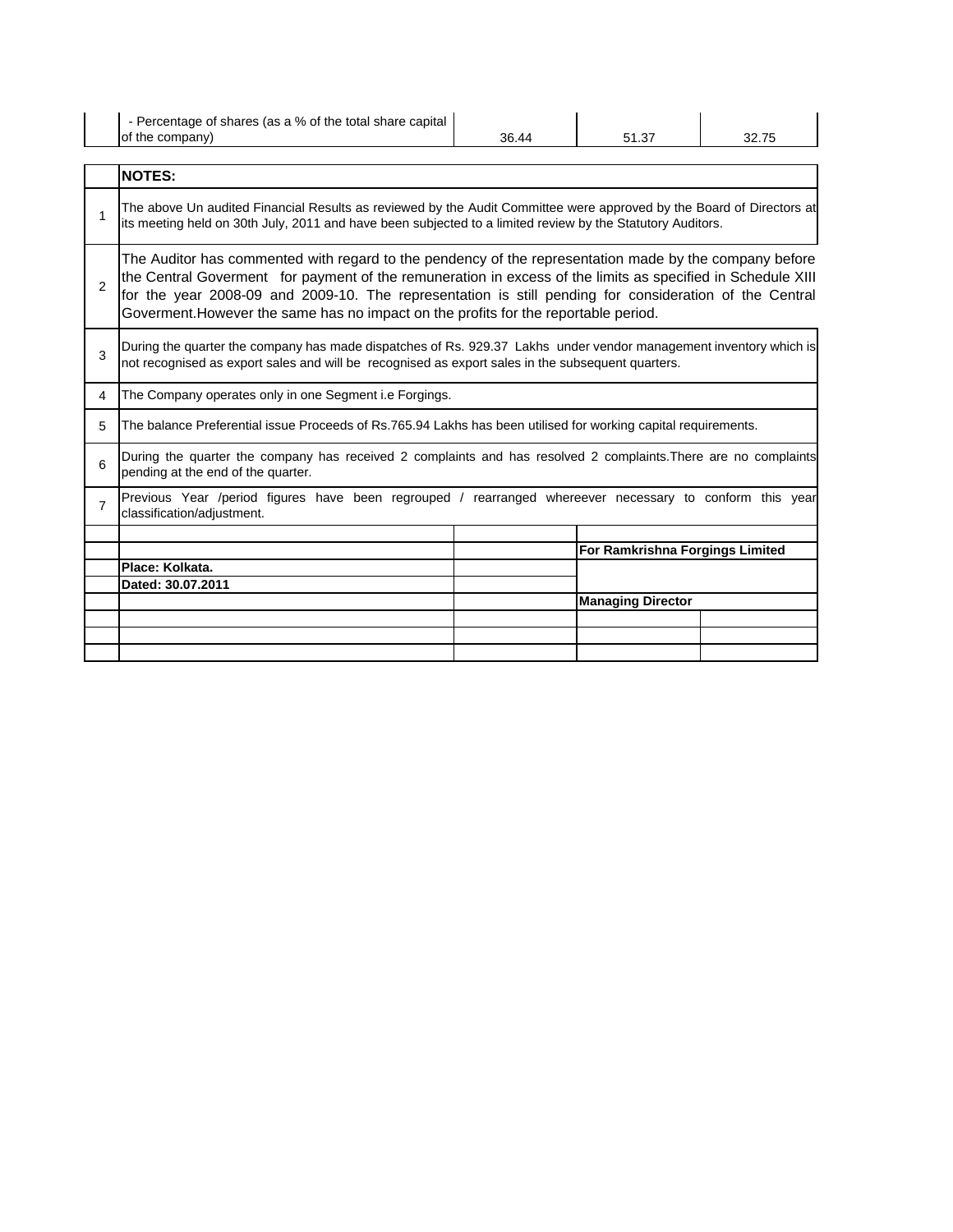| | | | | |
|---|---|---|---|---|
| | - Percentage of shares (as a % of the total share capital of the company) | 36.44 | 51.37 | 32.75 |

| | **NOTES:** |
|---|---|
| 1 | The above Un audited Financial Results as reviewed by the Audit Committee were approved by the Board of Directors at its meeting held on 30th July, 2011 and have been subjected to a limited review by the Statutory Auditors. |
| 2 | The Auditor has commented with regard to the pendency of the representation made by the company before the Central Goverment for payment of the remuneration in excess of the limits as specified in Schedule XIII for the year 2008-09 and 2009-10. The representation is still pending for consideration of the Central Goverment.However the same has no impact on the profits for the reportable period. |
| 3 | During the quarter the company has made dispatches of Rs. 929.37 Lakhs under vendor management inventory which is not recognised as export sales and will be recognised as export sales in the subsequent quarters. |
| 4 | The Company operates only in one Segment i.e Forgings. |
| 5 | The balance Preferential issue Proceeds of Rs.765.94 Lakhs has been utilised for working capital requirements. |
| 6 | During the quarter the company has received 2 complaints and has resolved 2 complaints.There are no complaints pending at the end of the quarter. |
| 7 | Previous Year /period figures have been regrouped / rearranged whereever necessary to conform this year classification/adjustment. |

| | |
|---|---|
| | **For Ramkrishna Forgings Limited** |
| **Place: Kolkata.** | |
| **Dated: 30.07.2011** | |
| | **Managing Director** |